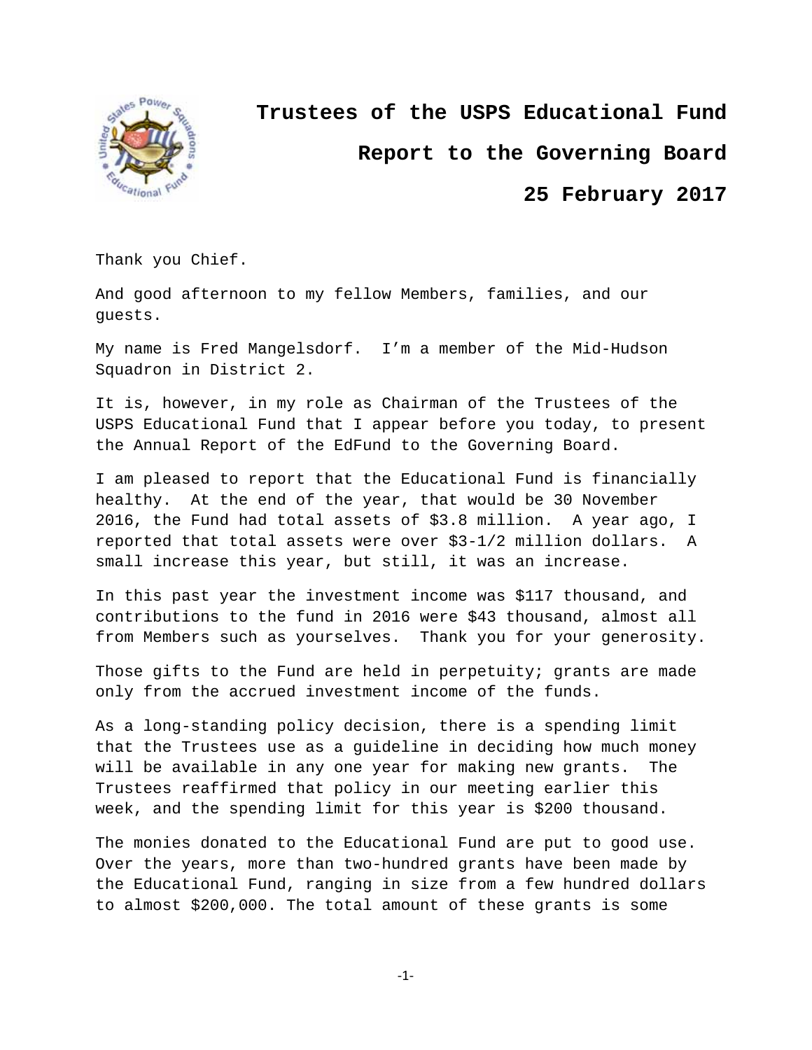# Trustees of the USPS Educational Fund

## Report to the Governing Board

## 25 February 2017

Thank you Chief.

And good afternoon to my fellow Members, families, and our guests.

My name is Fred Mangelsdorf. I'm a member of the Mid-Hudson Squadron in District 2.

It is, however, in my role as Chairman of the Trustees of the USPS Educational Fund that I appear before you today, to present the Annual Report of the EdFund to the Governing Board.

I am pleased to report that the Educational Fund is financially healthy. At the end of the year, that would be 30 November 2016, the Fund had total assets of $3.8 million. A year ago, I reported that total assets were over $3-1/2 million dollars. A small increase this year, but still, it was an increase.

In this past year the investment income was $117 thousand, and contributions to the fund in 2016 were $43 thousand, almost all from Members such as yourselves. Thank you for your generosity.

Those gifts to the Fund are held in perpetuity; grants are made only from the accrued investment income of the funds.

As a long-standing policy decision, there is a spending limit that the Trustees use as a guideline in deciding how much money will be available in any one year for making new grants. The Trustees reaffirmed that policy in our meeting earlier this week, and the spending limit for this year is $200 thousand.

The monies donated to the Educational Fund are put to good use. Over the years, more than two-hundred grants have been made by the Educational Fund, ranging in size from a few hundred dollars to almost $200,000. The total amount of these grants is some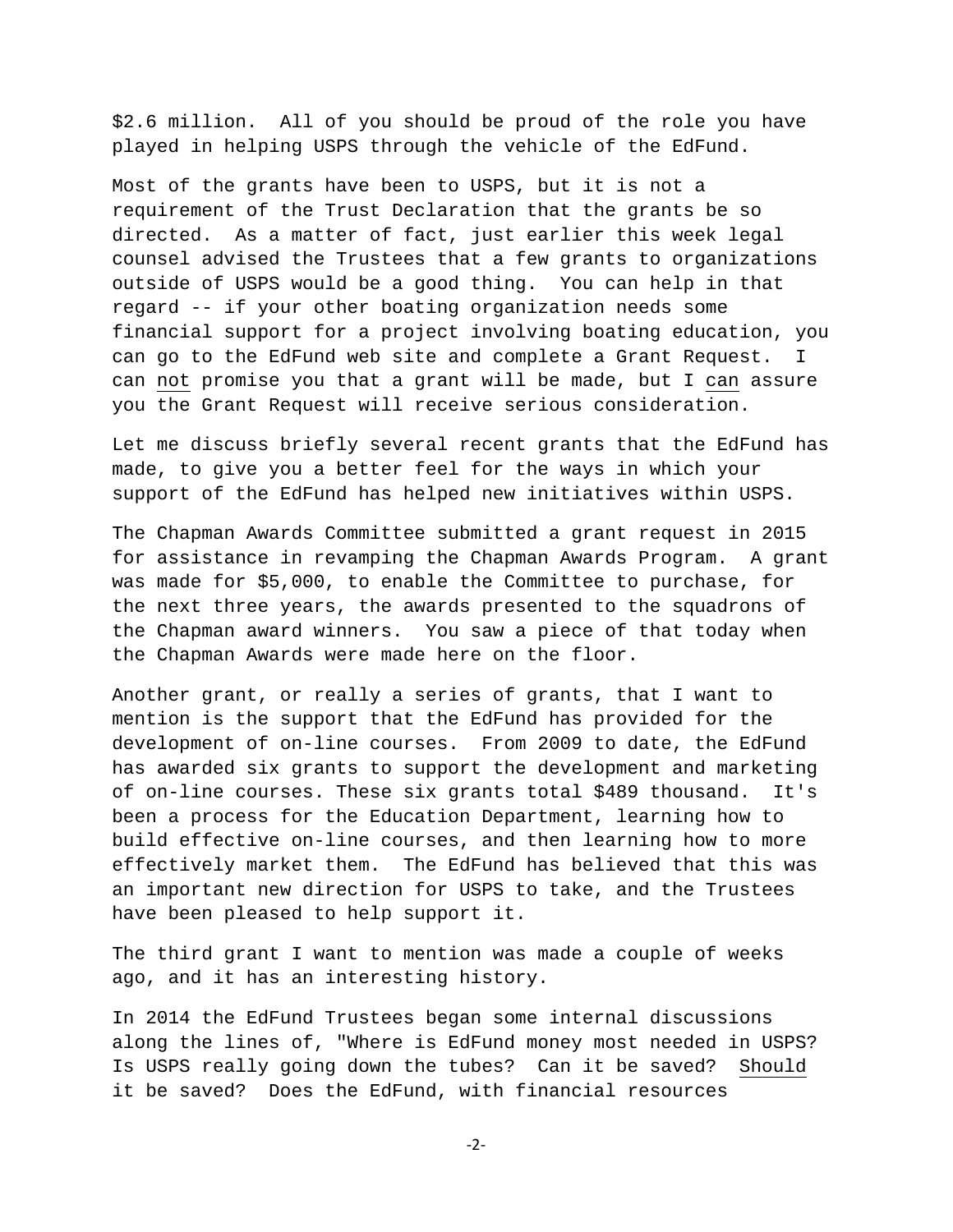$2.6 million.  All of you should be proud of the role you have played in helping USPS through the vehicle of the EdFund.

Most of the grants have been to USPS, but it is not a requirement of the Trust Declaration that the grants be so directed.  As a matter of fact, just earlier this week legal counsel advised the Trustees that a few grants to organizations outside of USPS would be a good thing.  You can help in that regard -- if your other boating organization needs some financial support for a project involving boating education, you can go to the EdFund web site and complete a Grant Request.  I can <u>not</u> promise you that a grant will be made, but I <u>can</u> assure you the Grant Request will receive serious consideration.

Let me discuss briefly several recent grants that the EdFund has made, to give you a better feel for the ways in which your support of the EdFund has helped new initiatives within USPS.

The Chapman Awards Committee submitted a grant request in 2015 for assistance in revamping the Chapman Awards Program.  A grant was made for $5,000, to enable the Committee to purchase, for the next three years, the awards presented to the squadrons of the Chapman award winners.  You saw a piece of that today when the Chapman Awards were made here on the floor.

Another grant, or really a series of grants, that I want to mention is the support that the EdFund has provided for the development of on-line courses.  From 2009 to date, the EdFund has awarded six grants to support the development and marketing of on-line courses. These six grants total $489 thousand.  It's been a process for the Education Department, learning how to build effective on-line courses, and then learning how to more effectively market them.  The EdFund has believed that this was an important new direction for USPS to take, and the Trustees have been pleased to help support it.

The third grant I want to mention was made a couple of weeks ago, and it has an interesting history.

In 2014 the EdFund Trustees began some internal discussions along the lines of, "Where is EdFund money most needed in USPS? Is USPS really going down the tubes?  Can it be saved?  <u>Should</u> it be saved?  Does the EdFund, with financial resources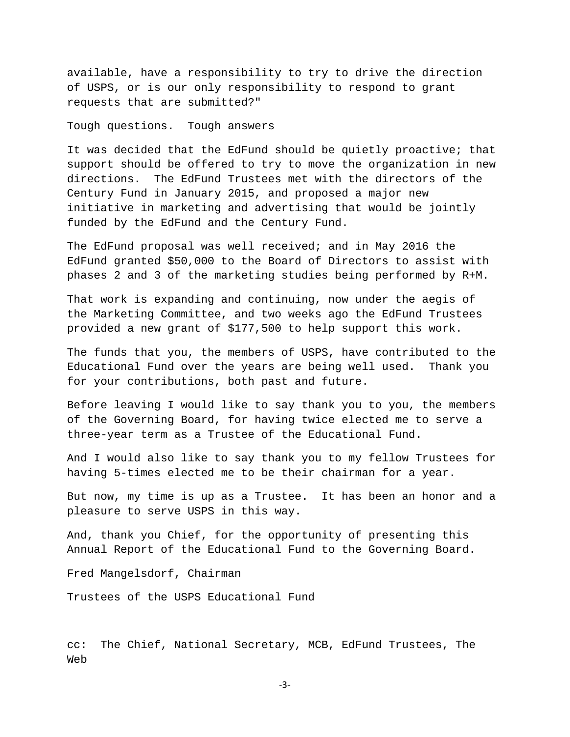available, have a responsibility to try to drive the direction of USPS, or is our only responsibility to respond to grant requests that are submitted?"

Tough questions. Tough answers

It was decided that the EdFund should be quietly proactive; that support should be offered to try to move the organization in new directions. The EdFund Trustees met with the directors of the Century Fund in January 2015, and proposed a major new initiative in marketing and advertising that would be jointly funded by the EdFund and the Century Fund.

The EdFund proposal was well received; and in May 2016 the EdFund granted $50,000 to the Board of Directors to assist with phases 2 and 3 of the marketing studies being performed by R+M.

That work is expanding and continuing, now under the aegis of the Marketing Committee, and two weeks ago the EdFund Trustees provided a new grant of $177,500 to help support this work.

The funds that you, the members of USPS, have contributed to the Educational Fund over the years are being well used. Thank you for your contributions, both past and future.

Before leaving I would like to say thank you to you, the members of the Governing Board, for having twice elected me to serve a three-year term as a Trustee of the Educational Fund.

And I would also like to say thank you to my fellow Trustees for having 5-times elected me to be their chairman for a year.

But now, my time is up as a Trustee. It has been an honor and a pleasure to serve USPS in this way.

And, thank you Chief, for the opportunity of presenting this Annual Report of the Educational Fund to the Governing Board.

Fred Mangelsdorf, Chairman

Trustees of the USPS Educational Fund

cc: The Chief, National Secretary, MCB, EdFund Trustees, The Web